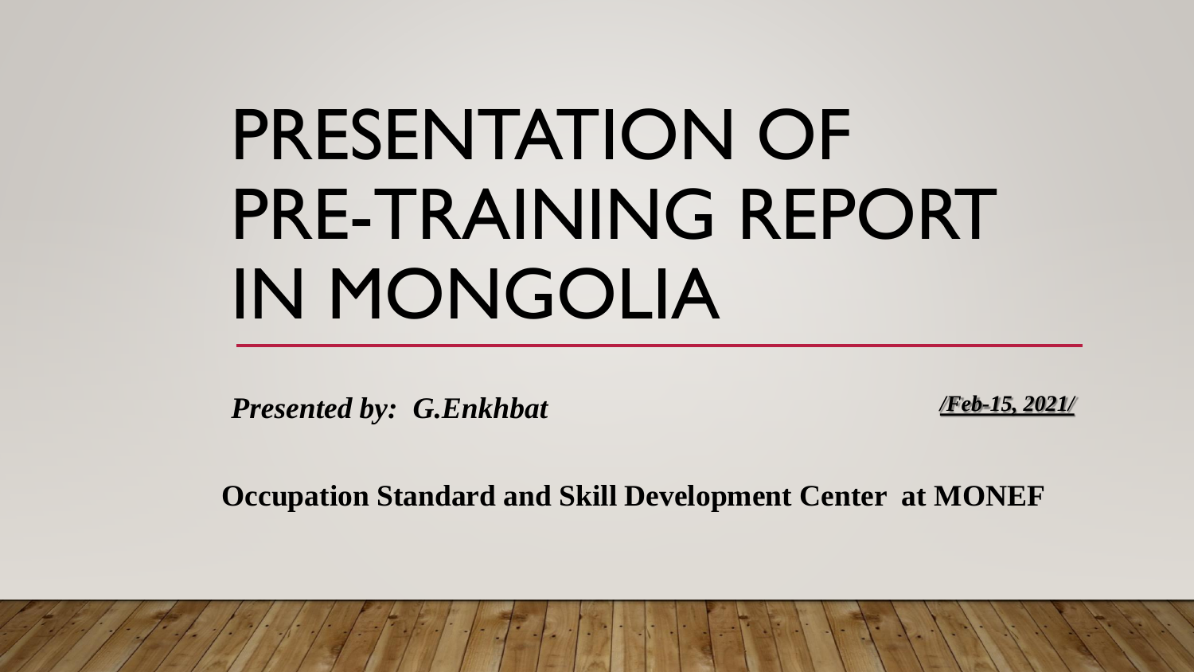# PRESENTATION OF PRE-TRAINING REPORT IN MONGOLIA

***Presented by: G.Enkhbat*** ***/Feb-15, 2021/***

**Occupation Standard and Skill Development Center at MONEF**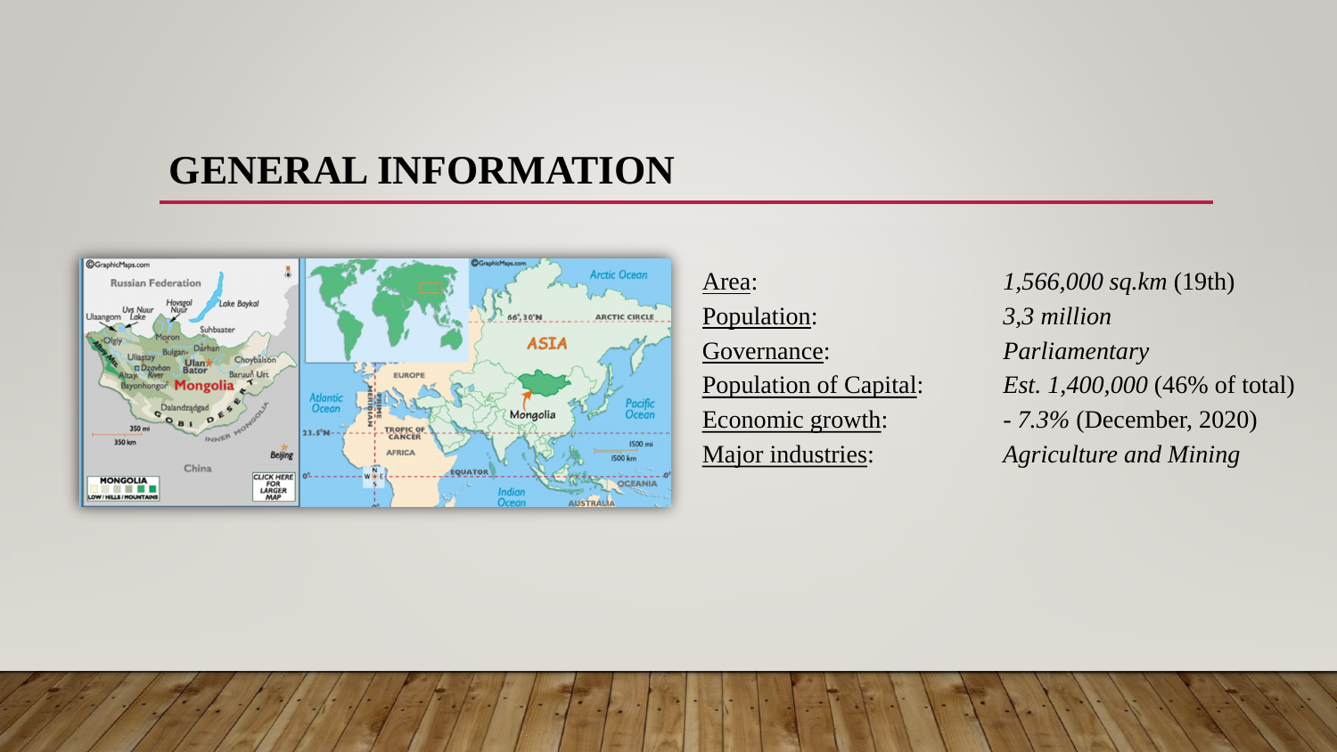# GENERAL INFORMATION

| | |
|---|---|
| Area: | *1,566,000 sq.km* (19th) |
| Population: | *3,3 million* |
| Governance: | *Parliamentary* |
| Population of Capital: | *Est. 1,400,000* (46% of total) |
| Economic growth: | - *7.3%* (December, 2020) |
| Major industries: | *Agriculture and Mining* |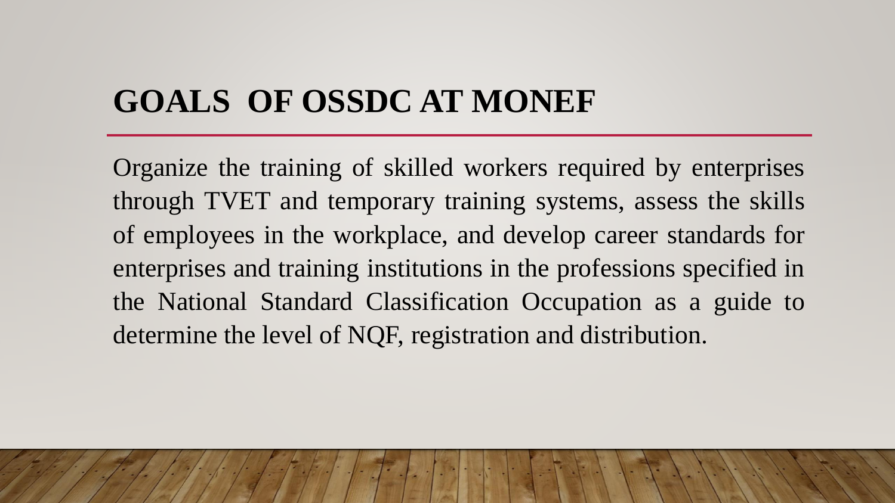# GOALS OF OSSDC AT MONEF

Organize the training of skilled workers required by enterprises through TVET and temporary training systems, assess the skills of employees in the workplace, and develop career standards for enterprises and training institutions in the professions specified in the National Standard Classification Occupation as a guide to determine the level of NQF, registration and distribution.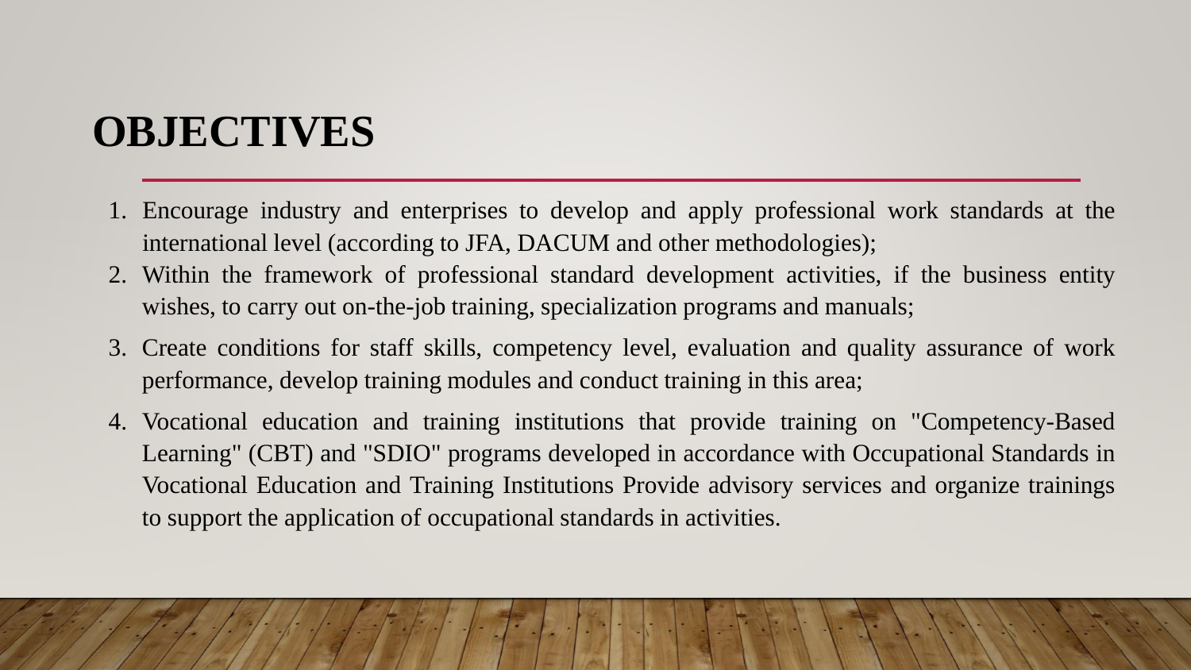# OBJECTIVES

1. Encourage industry and enterprises to develop and apply professional work standards at the international level (according to JFA, DACUM and other methodologies);
2. Within the framework of professional standard development activities, if the business entity wishes, to carry out on-the-job training, specialization programs and manuals;
3. Create conditions for staff skills, competency level, evaluation and quality assurance of work performance, develop training modules and conduct training in this area;
4. Vocational education and training institutions that provide training on "Competency-Based Learning" (CBT) and "SDIO" programs developed in accordance with Occupational Standards in Vocational Education and Training Institutions Provide advisory services and organize trainings to support the application of occupational standards in activities.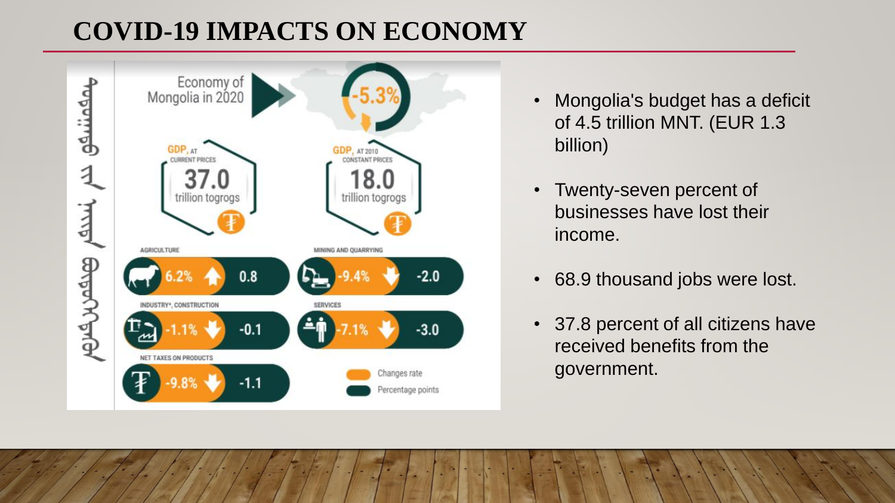# COVID-19 IMPACTS ON ECONOMY

**Economy of Mongolia in 2020**

-5.3%

| GDP, at current prices | GDP, at 2010 constant prices |
|---|---|
| 37.0 trillion togrogs | 18.0 trillion togrogs |

| Sector | Changes rate | Percentage points |
|---|---|---|
| Agriculture | 6.2% | 0.8 |
| Mining and quarrying | -9.4% | -2.0 |
| Industry*, construction | -1.1% | -0.1 |
| Services | -7.1% | -3.0 |
| Net taxes on products | -9.8% | -1.1 |

- Mongolia's budget has a deficit of 4.5 trillion MNT. (EUR 1.3 billion)
- Twenty-seven percent of businesses have lost their income.
- 68.9 thousand jobs were lost.
- 37.8 percent of all citizens have received benefits from the government.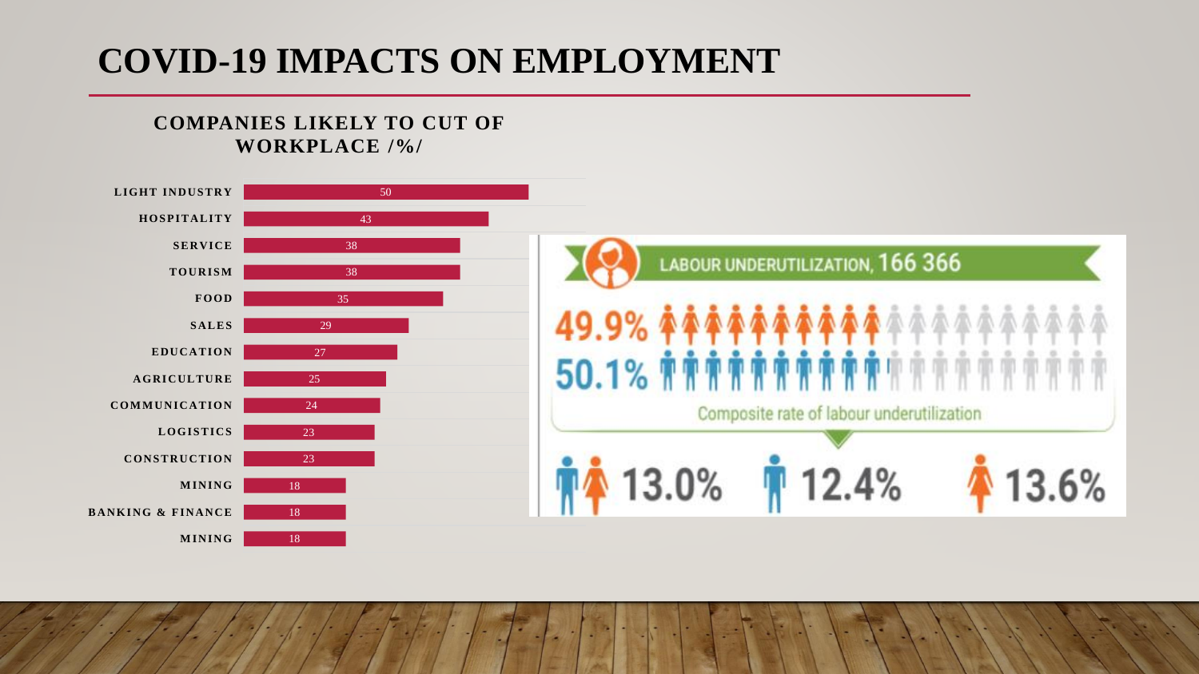# COVID-19 IMPACTS ON EMPLOYMENT

**COMPANIES LIKELY TO CUT OF WORKPLACE /%/**

| Sector | % |
|---|---|
| LIGHT INDUSTRY | 50 |
| HOSPITALITY | 43 |
| SERVICE | 38 |
| TOURISM | 38 |
| FOOD | 35 |
| SALES | 29 |
| EDUCATION | 27 |
| AGRICULTURE | 25 |
| COMMUNICATION | 24 |
| LOGISTICS | 23 |
| CONSTRUCTION | 23 |
| MINING | 18 |
| BANKING & FINANCE | 18 |
| MINING | 18 |

LABOUR UNDERUTILIZATION, 166 366

49.9%

50.1%

Composite rate of labour underutilization

13.0% 12.4% 13.6%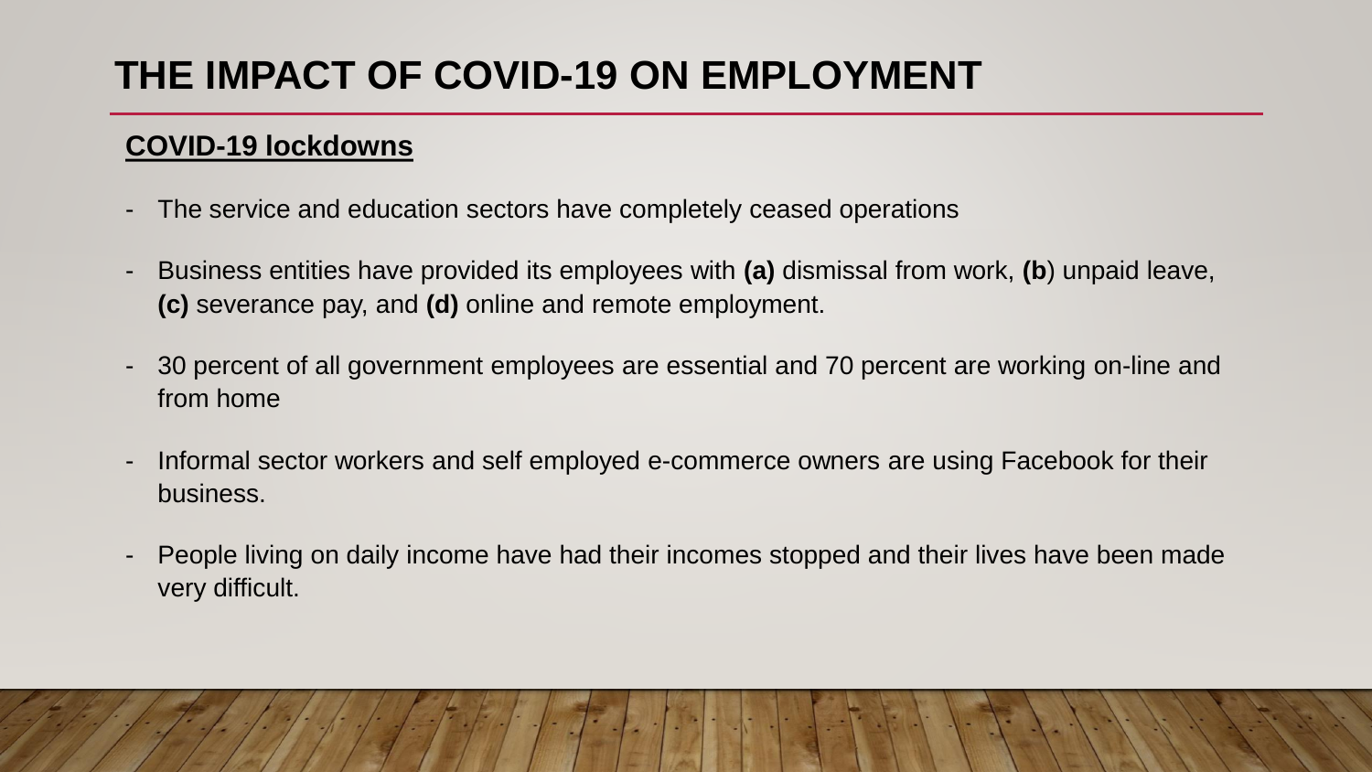# THE IMPACT OF COVID-19 ON EMPLOYMENT

## COVID-19 lockdowns

- The service and education sectors have completely ceased operations
- Business entities have provided its employees with **(a)** dismissal from work, **(b**) unpaid leave, **(c)** severance pay, and **(d)** online and remote employment.
- 30 percent of all government employees are essential and 70 percent are working on-line and from home
- Informal sector workers and self employed e-commerce owners are using Facebook for their business.
- People living on daily income have had their incomes stopped and their lives have been made very difficult.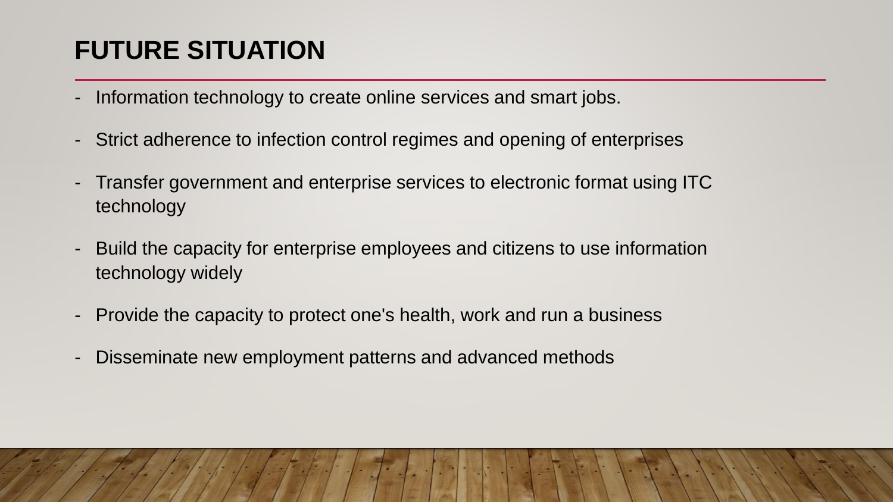# FUTURE SITUATION

- Information technology to create online services and smart jobs.
- Strict adherence to infection control regimes and opening of enterprises
- Transfer government and enterprise services to electronic format using ITC technology
- Build the capacity for enterprise employees and citizens to use information technology widely
- Provide the capacity to protect one's health, work and run a business
- Disseminate new employment patterns and advanced methods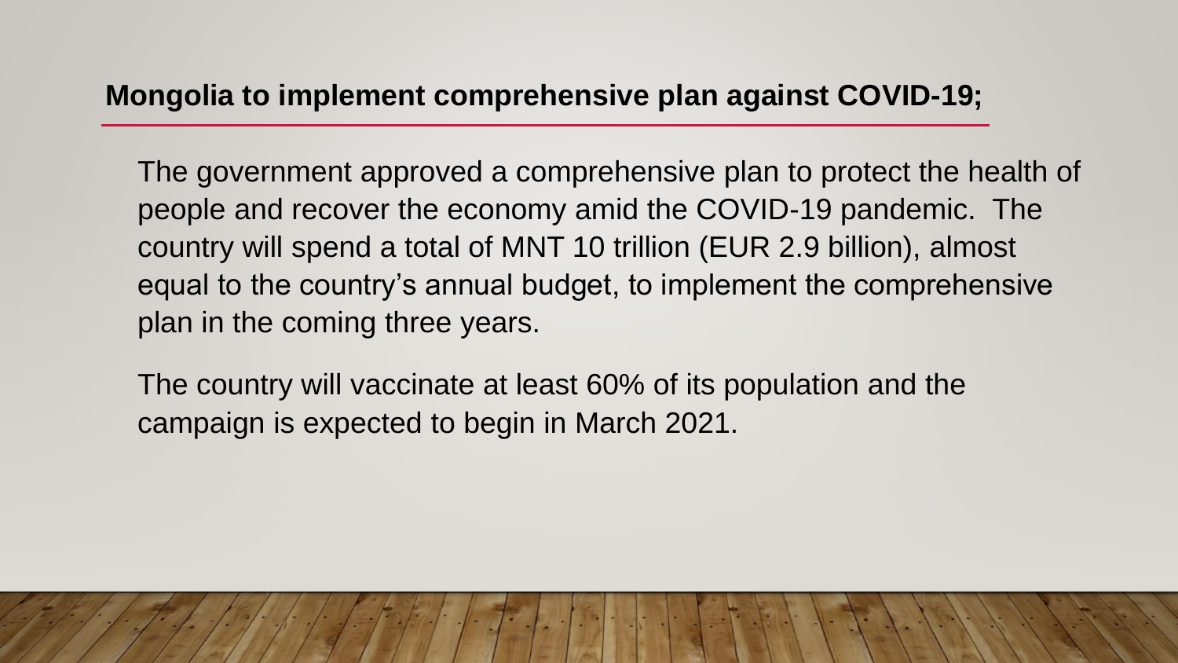## Mongolia to implement comprehensive plan against COVID-19;

The government approved a comprehensive plan to protect the health of people and recover the economy amid the COVID-19 pandemic.  The country will spend a total of MNT 10 trillion (EUR 2.9 billion), almost equal to the country's annual budget, to implement the comprehensive plan in the coming three years.

The country will vaccinate at least 60% of its population and the campaign is expected to begin in March 2021.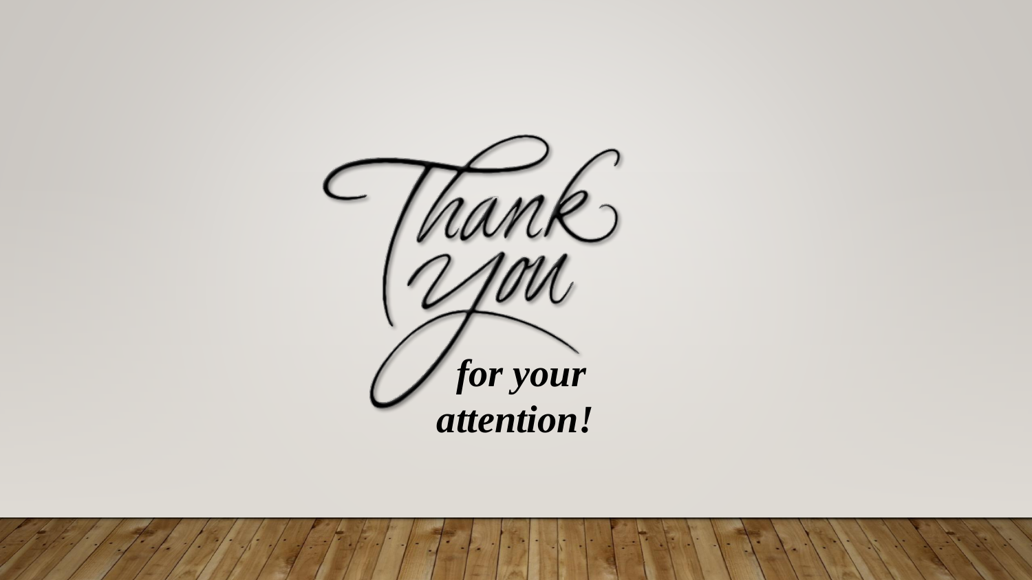Thank you

***for your attention!***